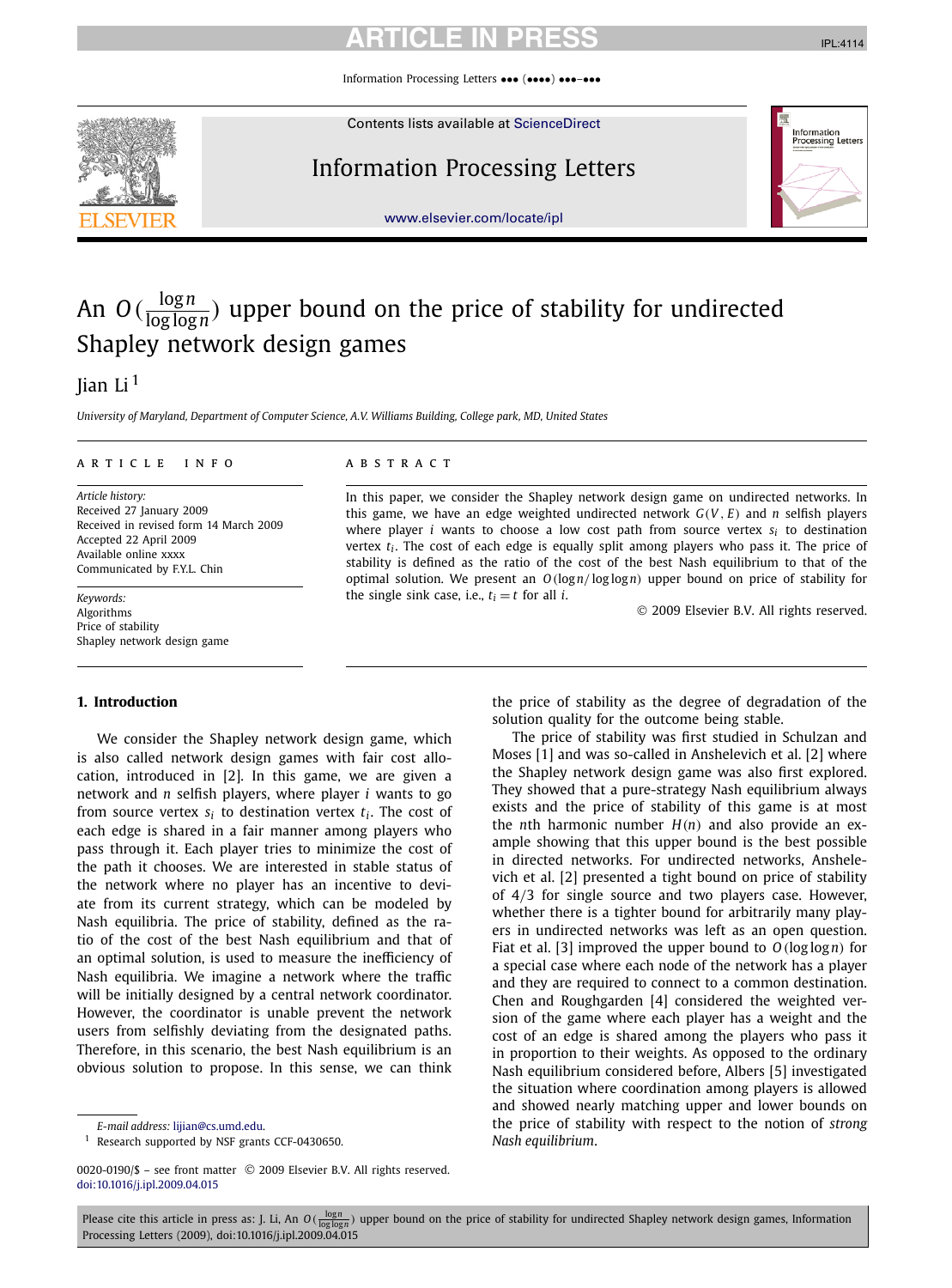# An $O(\frac{\log n}{\log \log n})$ upper bound on the price of stability for undirected Shapley network design games

Jian Li [1]

*University of Maryland, Department of Computer Science, A.V. Williams Building, College park, MD, United States*

## ARTICLE INFO

*Article history:*
Received 27 January 2009
Received in revised form 14 March 2009
Accepted 22 April 2009
Available online xxxx
Communicated by F.Y.L. Chin

*Keywords:*
Algorithms
Price of stability
Shapley network design game

## ABSTRACT

In this paper, we consider the Shapley network design game on undirected networks. In this game, we have an edge weighted undirected network $G(V, E)$ and $n$ selfish players where player $i$ wants to choose a low cost path from source vertex $s_i$ to destination vertex $t_i$. The cost of each edge is equally split among players who pass it. The price of stability is defined as the ratio of the cost of the best Nash equilibrium to that of the optimal solution. We present an $O(\log n/ \log \log n)$ upper bound on price of stability for the single sink case, i.e., $t_i = t$ for all $i$.

© 2009 Elsevier B.V. All rights reserved.

## 1. Introduction

We consider the Shapley network design game, which is also called network design games with fair cost allocation, introduced in [2]. In this game, we are given a network and $n$ selfish players, where player $i$ wants to go from source vertex $s_i$ to destination vertex $t_i$. The cost of each edge is shared in a fair manner among players who pass through it. Each player tries to minimize the cost of the path it chooses. We are interested in stable status of the network where no player has an incentive to deviate from its current strategy, which can be modeled by Nash equilibria. The price of stability, defined as the ratio of the cost of the best Nash equilibrium and that of an optimal solution, is used to measure the inefficiency of Nash equilibria. We imagine a network where the traffic will be initially designed by a central network coordinator. However, the coordinator is unable prevent the network users from selfishly deviating from the designated paths. Therefore, in this scenario, the best Nash equilibrium is an obvious solution to propose. In this sense, we can think the price of stability as the degree of degradation of the solution quality for the outcome being stable.

The price of stability was first studied in Schulzan and Moses [1] and was so-called in Anshelevich et al. [2] where the Shapley network design game was also first explored. They showed that a pure-strategy Nash equilibrium always exists and the price of stability of this game is at most the $n$th harmonic number $H(n)$ and also provide an example showing that this upper bound is the best possible in directed networks. For undirected networks, Anshelevich et al. [2] presented a tight bound on price of stability of 4/3 for single source and two players case. However, whether there is a tighter bound for arbitrarily many players in undirected networks was left as an open question. Fiat et al. [3] improved the upper bound to $O(\log \log n)$ for a special case where each node of the network has a player and they are required to connect to a common destination. Chen and Roughgarden [4] considered the weighted version of the game where each player has a weight and the cost of an edge is shared among the players who pass it in proportion to their weights. As opposed to the ordinary Nash equilibrium considered before, Albers [5] investigated the situation where coordination among players is allowed and showed nearly matching upper and lower bounds on the price of stability with respect to the notion of *strong Nash equilibrium*.

*E-mail address:* lijian@cs.umd.edu.

[1] Research supported by NSF grants CCF-0430650.

0020-0190/$ – see front matter © 2009 Elsevier B.V. All rights reserved.
doi:10.1016/j.ipl.2009.04.015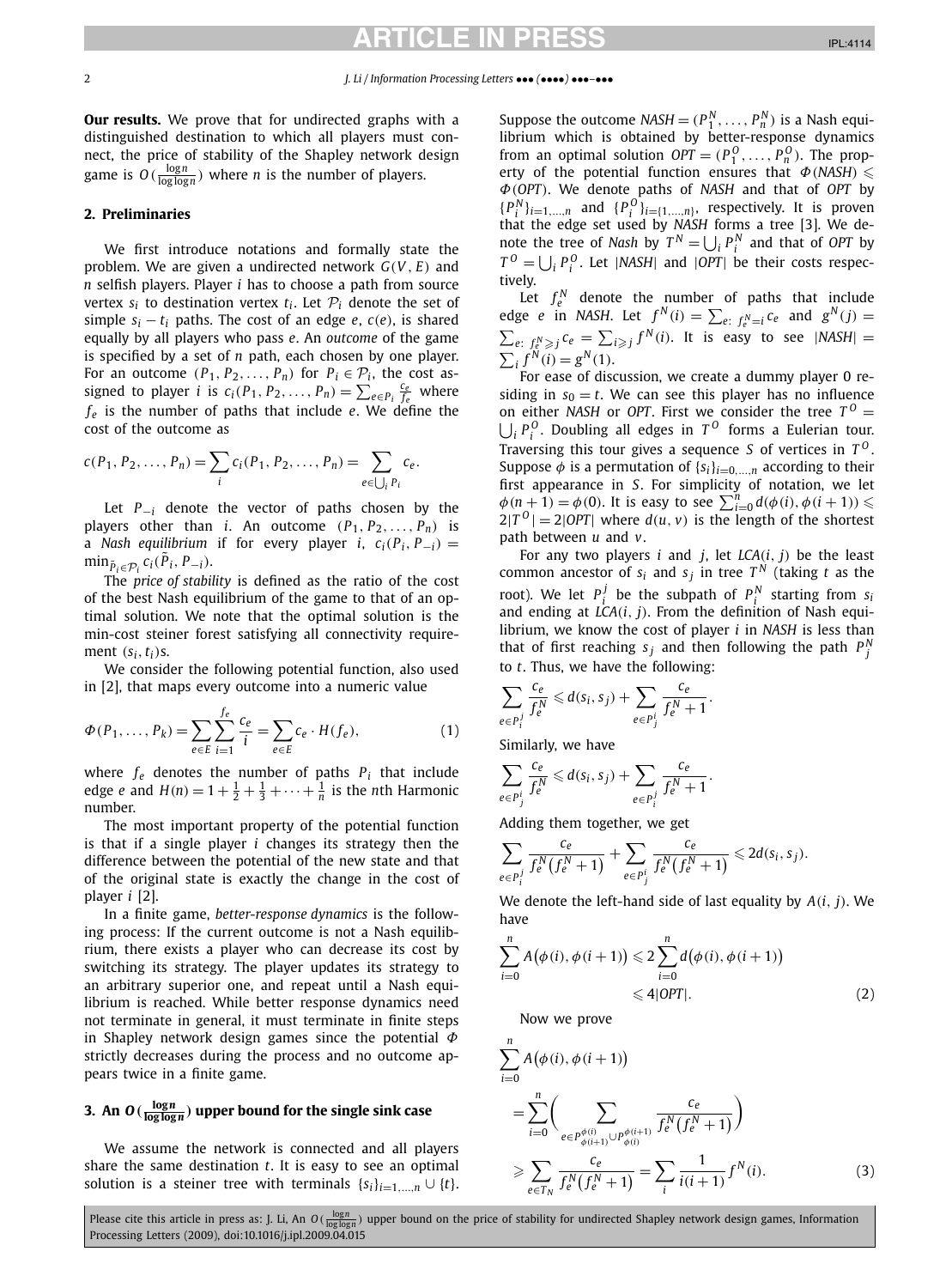**Our results.** We prove that for undirected graphs with a distinguished destination to which all players must connect, the price of stability of the Shapley network design game is $O(\frac{\log n}{\log\log n})$ where $n$ is the number of players.

## 2. Preliminaries

We first introduce notations and formally state the problem. We are given a undirected network $G(V,E)$ and $n$ selfish players. Player $i$ has to choose a path from source vertex $s_i$ to destination vertex $t_i$. Let $\mathcal{P}_i$ denote the set of simple $s_i - t_i$ paths. The cost of an edge $e$, $c(e)$, is shared equally by all players who pass $e$. An *outcome* of the game is specified by a set of $n$ path, each chosen by one player. For an outcome $(P_1, P_2, \ldots, P_n)$ for $P_i \in \mathcal{P}_i$, the cost assigned to player $i$ is $c_i(P_1, P_2, \ldots, P_n) = \sum_{e \in P_i} \frac{c_e}{f_e}$ where $f_e$ is the number of paths that include $e$. We define the cost of the outcome as

$$c(P_1, P_2, \ldots, P_n) = \sum_i c_i(P_1, P_2, \ldots, P_n) = \sum_{e \in \bigcup_i P_i} c_e.$$

Let $P_{-i}$ denote the vector of paths chosen by the players other than $i$. An outcome $(P_1, P_2, \ldots, P_n)$ is a *Nash equilibrium* if for every player $i$, $c_i(P_i, P_{-i}) = \min_{\tilde{P}_i \in \mathcal{P}_i} c_i(\tilde{P}_i, P_{-i})$.

The *price of stability* is defined as the ratio of the cost of the best Nash equilibrium of the game to that of an optimal solution. We note that the optimal solution is the min-cost steiner forest satisfying all connectivity requirement $(s_i, t_i)$s.

We consider the following potential function, also used in [2], that maps every outcome into a numeric value

$$\Phi(P_1, \ldots, P_k) = \sum_{e \in E} \sum_{i=1}^{f_e} \frac{c_e}{i} = \sum_{e \in E} c_e \cdot H(f_e), \tag{1}$$

where $f_e$ denotes the number of paths $P_i$ that include edge $e$ and $H(n) = 1 + \frac{1}{2} + \frac{1}{3} + \cdots + \frac{1}{n}$ is the $n$th Harmonic number.

The most important property of the potential function is that if a single player $i$ changes its strategy then the difference between the potential of the new state and that of the original state is exactly the change in the cost of player $i$ [2].

In a finite game, *better-response dynamics* is the following process: If the current outcome is not a Nash equilibrium, there exists a player who can decrease its cost by switching its strategy. The player updates its strategy to an arbitrary superior one, and repeat until a Nash equilibrium is reached. While better response dynamics need not terminate in general, it must terminate in finite steps in Shapley network design games since the potential $\Phi$ strictly decreases during the process and no outcome appears twice in a finite game.

## 3. An $O(\frac{\log n}{\log\log n})$ upper bound for the single sink case

We assume the network is connected and all players share the same destination $t$. It is easy to see an optimal solution is a steiner tree with terminals $\{s_i\}_{i=1,\ldots,n} \cup \{t\}$. Suppose the outcome $NASH = (P_1^N, \ldots, P_n^N)$ is a Nash equilibrium which is obtained by better-response dynamics from an optimal solution $OPT = (P_1^O, \ldots, P_n^O)$. The property of the potential function ensures that $\Phi(NASH) \leqslant \Phi(OPT)$. We denote paths of $NASH$ and that of $OPT$ by $\{P_i^N\}_{i=1,\ldots,n}$ and $\{P_i^O\}_{i=\{1,\ldots,n\}}$, respectively. It is proven that the edge set used by $NASH$ forms a tree [3]. We denote the tree of $Nash$ by $T^N = \bigcup_i P_i^N$ and that of $OPT$ by $T^O = \bigcup_i P_i^O$. Let $|NASH|$ and $|OPT|$ be their costs respectively.

Let $f_e^N$ denote the number of paths that include edge $e$ in $NASH$. Let $f^N(i) = \sum_{e:\ f_e^N = i} c_e$ and $g^N(j) = \sum_{e:\ f_e^N \geqslant j} c_e = \sum_{i \geqslant j} f^N(i)$. It is easy to see $|NASH| = \sum_i f^N(i) = g^N(1)$.

For ease of discussion, we create a dummy player 0 residing in $s_0 = t$. We can see this player has no influence on either $NASH$ or $OPT$. First we consider the tree $T^O = \bigcup_i P_i^O$. Doubling all edges in $T^O$ forms a Eulerian tour. Traversing this tour gives a sequence $S$ of vertices in $T^O$. Suppose $\phi$ is a permutation of $\{s_i\}_{i=0,\ldots,n}$ according to their first appearance in $S$. For simplicity of notation, we let $\phi(n+1) = \phi(0)$. It is easy to see $\sum_{i=0}^{n} d(\phi(i), \phi(i+1)) \leqslant 2|T^O| = 2|OPT|$ where $d(u,v)$ is the length of the shortest path between $u$ and $v$.

For any two players $i$ and $j$, let $LCA(i,j)$ be the least common ancestor of $s_i$ and $s_j$ in tree $T^N$ (taking $t$ as the root). We let $P_i^j$ be the subpath of $P_i^N$ starting from $s_i$ and ending at $LCA(i,j)$. From the definition of Nash equilibrium, we know the cost of player $i$ in $NASH$ is less than that of first reaching $s_j$ and then following the path $P_j^N$ to $t$. Thus, we have the following:

$$\sum_{e \in P_i^j} \frac{c_e}{f_e^N} \leqslant d(s_i, s_j) + \sum_{e \in P_j^i} \frac{c_e}{f_e^N + 1}.$$

Similarly, we have

$$\sum_{e \in P_j^i} \frac{c_e}{f_e^N} \leqslant d(s_i, s_j) + \sum_{e \in P_i^j} \frac{c_e}{f_e^N + 1}.$$

Adding them together, we get

$$\sum_{e \in P_i^j} \frac{c_e}{f_e^N(f_e^N + 1)} + \sum_{e \in P_j^i} \frac{c_e}{f_e^N(f_e^N + 1)} \leqslant 2d(s_i, s_j).$$

We denote the left-hand side of last equality by $A(i,j)$. We have

$$\sum_{i=0}^{n} A(\phi(i), \phi(i+1)) \leqslant 2\sum_{i=0}^{n} d(\phi(i), \phi(i+1)) \leqslant 4|OPT|. \tag{2}$$

Now we prove

$$\sum_{i=0}^{n} A(\phi(i), \phi(i+1)) = \sum_{i=0}^{n} \left( \sum_{e \in P_{\phi(i+1)}^{\phi(i)} \cup P_{\phi(i)}^{\phi(i+1)}} \frac{c_e}{f_e^N(f_e^N + 1)} \right) \geqslant \sum_{e \in T_N} \frac{c_e}{f_e^N(f_e^N + 1)} = \sum_i \frac{1}{i(i+1)} f^N(i). \tag{3}$$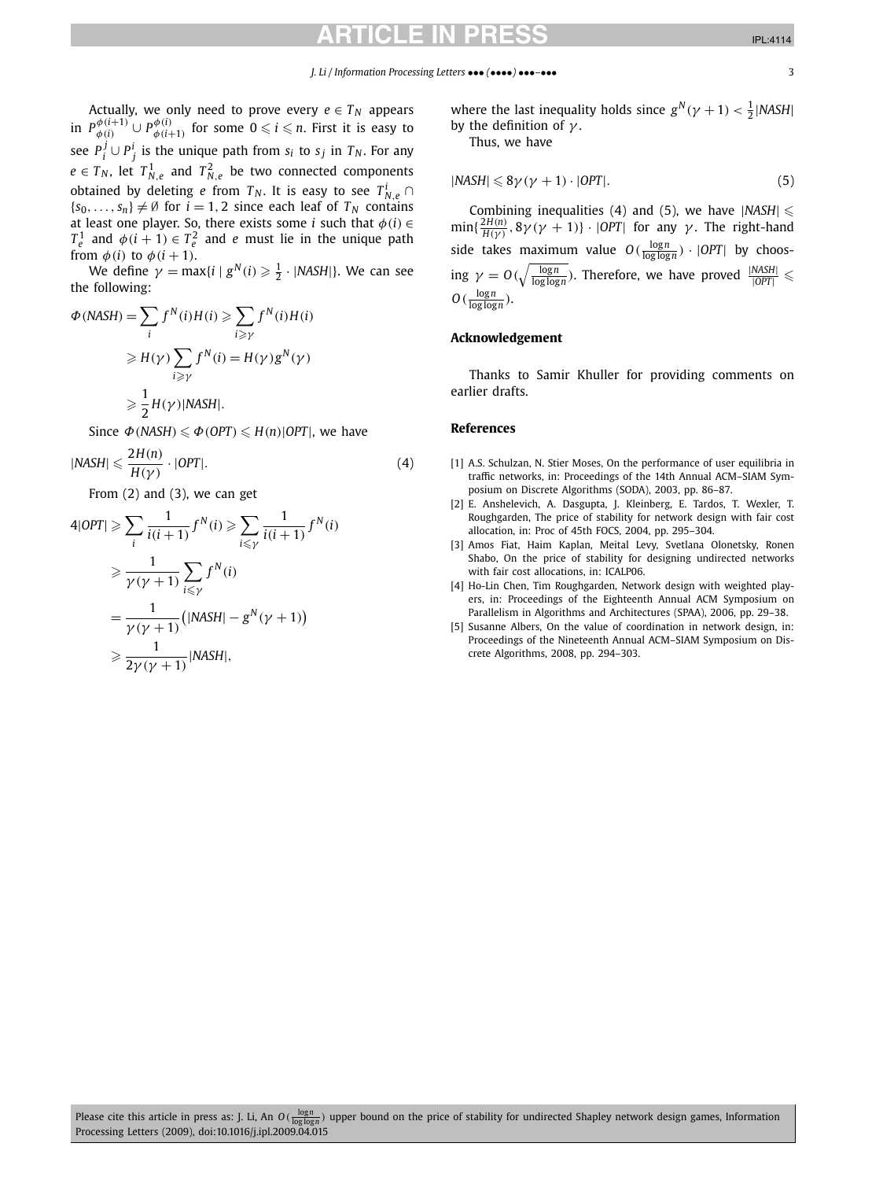Actually, we only need to prove every $e \in T_N$ appears in $P^{\phi(i+1)}_{\phi(i)} \cup P^{\phi(i)}_{\phi(i+1)}$ for some $0 \leqslant i \leqslant n$. First it is easy to see $P^j_i \cup P^i_j$ is the unique path from $s_i$ to $s_j$ in $T_N$. For any $e \in T_N$, let $T^1_{N,e}$ and $T^2_{N,e}$ be two connected components obtained by deleting $e$ from $T_N$. It is easy to see $T^i_{N,e} \cap \{s_0, \ldots, s_n\} \neq \emptyset$ for $i = 1, 2$ since each leaf of $T_N$ contains at least one player. So, there exists some $i$ such that $\phi(i) \in T^1_e$ and $\phi(i+1) \in T^2_e$ and $e$ must lie in the unique path from $\phi(i)$ to $\phi(i+1)$.

We define $\gamma = \max\{i \mid g^N(i) \geqslant \frac{1}{2} \cdot |NASH|\}$. We can see the following:

$$
\begin{aligned}
\Phi(NASH) &= \sum_i f^N(i)H(i) \geqslant \sum_{i \geqslant \gamma} f^N(i)H(i) \\
&\geqslant H(\gamma) \sum_{i \geqslant \gamma} f^N(i) = H(\gamma) g^N(\gamma) \\
&\geqslant \frac{1}{2} H(\gamma)|NASH|.
\end{aligned}
$$

Since $\Phi(NASH) \leqslant \Phi(OPT) \leqslant H(n)|OPT|$, we have

$$
|NASH| \leqslant \frac{2H(n)}{H(\gamma)} \cdot |OPT|. \tag{4}
$$

From (2) and (3), we can get

$$
\begin{aligned}
4|OPT| &\geqslant \sum_i \frac{1}{i(i+1)} f^N(i) \geqslant \sum_{i \leqslant \gamma} \frac{1}{i(i+1)} f^N(i) \\
&\geqslant \frac{1}{\gamma(\gamma+1)} \sum_{i \leqslant \gamma} f^N(i) \\
&= \frac{1}{\gamma(\gamma+1)} \left(|NASH| - g^N(\gamma+1)\right) \\
&\geqslant \frac{1}{2\gamma(\gamma+1)} |NASH|,
\end{aligned}
$$

where the last inequality holds since $g^N(\gamma+1) < \frac{1}{2}|NASH|$ by the definition of $\gamma$.

Thus, we have

$$
|NASH| \leqslant 8\gamma(\gamma+1) \cdot |OPT|. \tag{5}
$$

Combining inequalities (4) and (5), we have $|NASH| \leqslant \min\{\frac{2H(n)}{H(\gamma)}, 8\gamma(\gamma+1)\} \cdot |OPT|$ for any $\gamma$. The right-hand side takes maximum value $O(\frac{\log n}{\log\log n}) \cdot |OPT|$ by choosing $\gamma = O(\sqrt{\frac{\log n}{\log\log n}})$. Therefore, we have proved $\frac{|NASH|}{|OPT|} \leqslant O(\frac{\log n}{\log\log n})$.

## Acknowledgement

Thanks to Samir Khuller for providing comments on earlier drafts.

## References

[1] A.S. Schulzan, N. Stier Moses, On the performance of user equilibria in traffic networks, in: Proceedings of the 14th Annual ACM–SIAM Symposium on Discrete Algorithms (SODA), 2003, pp. 86–87.

[2] E. Anshelevich, A. Dasgupta, J. Kleinberg, E. Tardos, T. Wexler, T. Roughgarden, The price of stability for network design with fair cost allocation, in: Proc of 45th FOCS, 2004, pp. 295–304.

[3] Amos Fiat, Haim Kaplan, Meital Levy, Svetlana Olonetsky, Ronen Shabo, On the price of stability for designing undirected networks with fair cost allocations, in: ICALP06.

[4] Ho-Lin Chen, Tim Roughgarden, Network design with weighted players, in: Proceedings of the Eighteenth Annual ACM Symposium on Parallelism in Algorithms and Architectures (SPAA), 2006, pp. 29–38.

[5] Susanne Albers, On the value of coordination in network design, in: Proceedings of the Nineteenth Annual ACM–SIAM Symposium on Discrete Algorithms, 2008, pp. 294–303.